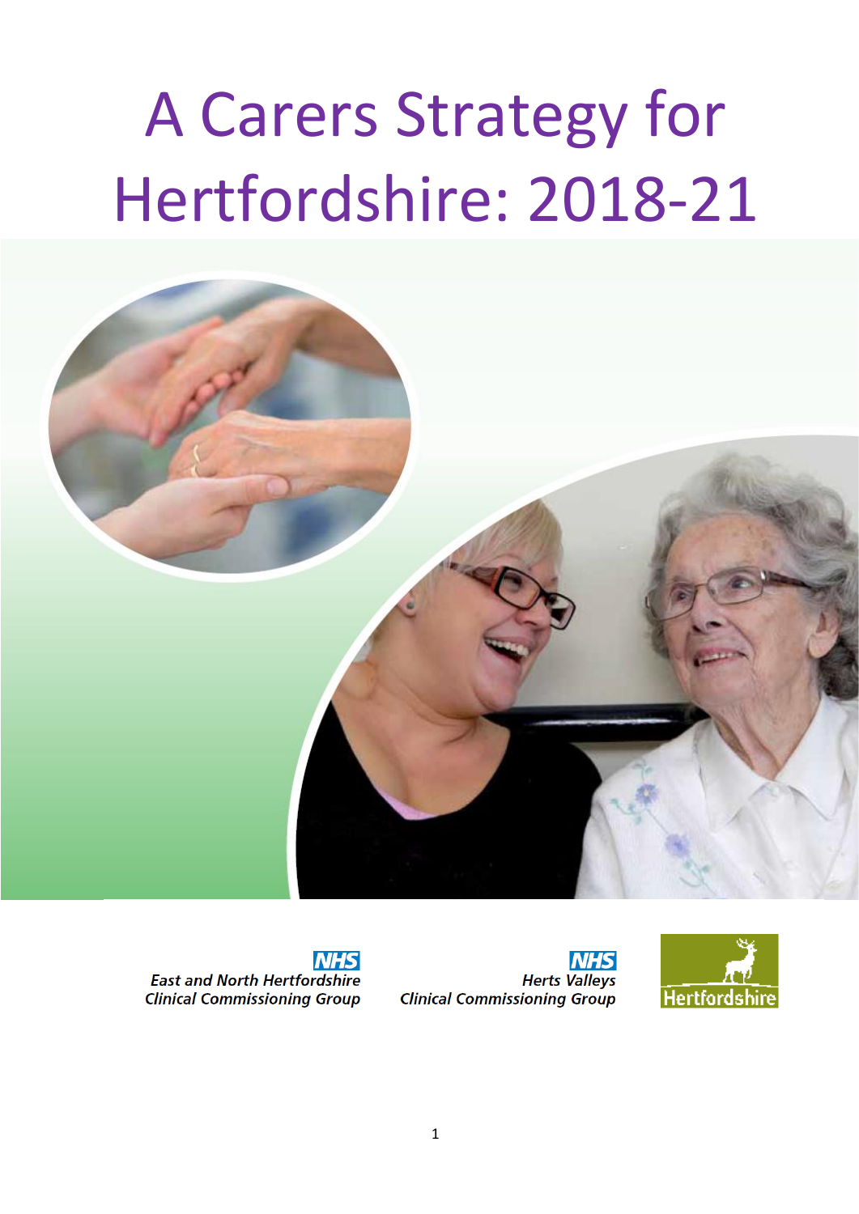# A Carers Strategy for Hertfordshire: 2018-21

NHS
East and North Hertfordshire
Clinical Commissioning Group

NHS
Herts Valleys
Clinical Commissioning Group

Hertfordshire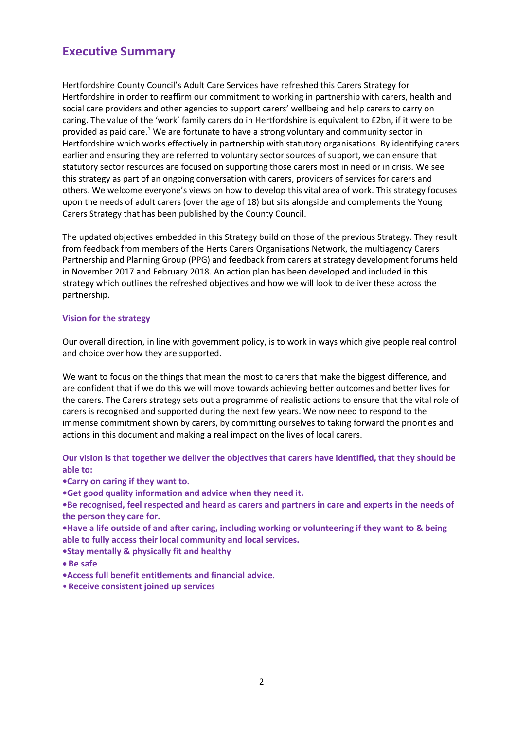# Executive Summary

Hertfordshire County Council's Adult Care Services have refreshed this Carers Strategy for Hertfordshire in order to reaffirm our commitment to working in partnership with carers, health and social care providers and other agencies to support carers' wellbeing and help carers to carry on caring. The value of the 'work' family carers do in Hertfordshire is equivalent to £2bn, if it were to be provided as paid care.[1] We are fortunate to have a strong voluntary and community sector in Hertfordshire which works effectively in partnership with statutory organisations. By identifying carers earlier and ensuring they are referred to voluntary sector sources of support, we can ensure that statutory sector resources are focused on supporting those carers most in need or in crisis. We see this strategy as part of an ongoing conversation with carers, providers of services for carers and others. We welcome everyone's views on how to develop this vital area of work. This strategy focuses upon the needs of adult carers (over the age of 18) but sits alongside and complements the Young Carers Strategy that has been published by the County Council.

The updated objectives embedded in this Strategy build on those of the previous Strategy. They result from feedback from members of the Herts Carers Organisations Network, the multiagency Carers Partnership and Planning Group (PPG) and feedback from carers at strategy development forums held in November 2017 and February 2018. An action plan has been developed and included in this strategy which outlines the refreshed objectives and how we will look to deliver these across the partnership.

### Vision for the strategy

Our overall direction, in line with government policy, is to work in ways which give people real control and choice over how they are supported.

We want to focus on the things that mean the most to carers that make the biggest difference, and are confident that if we do this we will move towards achieving better outcomes and better lives for the carers. The Carers strategy sets out a programme of realistic actions to ensure that the vital role of carers is recognised and supported during the next few years. We now need to respond to the immense commitment shown by carers, by committing ourselves to taking forward the priorities and actions in this document and making a real impact on the lives of local carers.

**Our vision is that together we deliver the objectives that carers have identified, that they should be able to:**

- **Carry on caring if they want to.**
- **Get good quality information and advice when they need it.**
- **Be recognised, feel respected and heard as carers and partners in care and experts in the needs of the person they care for.**
- **Have a life outside of and after caring, including working or volunteering if they want to & being able to fully access their local community and local services.**
- **Stay mentally & physically fit and healthy**
- **Be safe**
- **Access full benefit entitlements and financial advice.**
- **Receive consistent joined up services**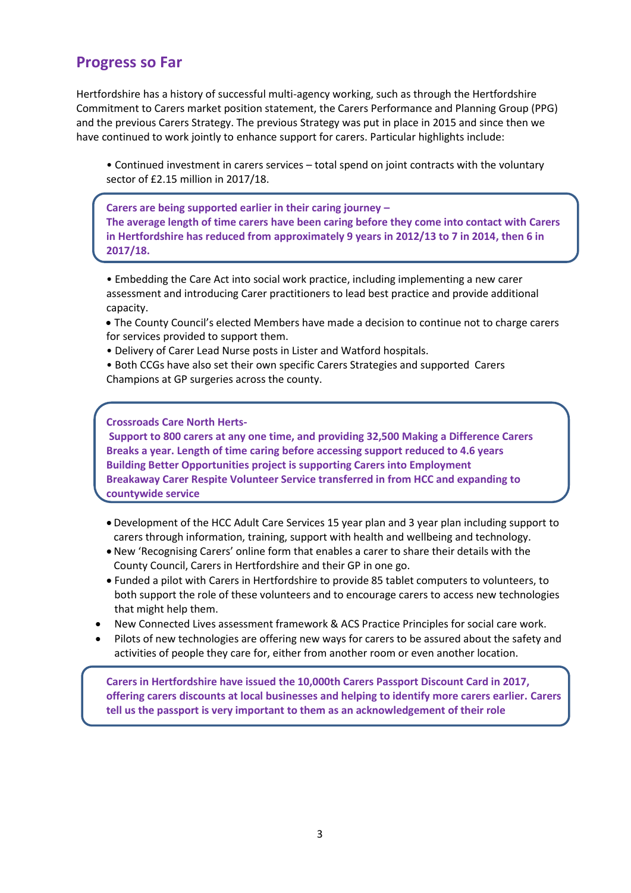## Progress so Far

Hertfordshire has a history of successful multi-agency working, such as through the Hertfordshire Commitment to Carers market position statement, the Carers Performance and Planning Group (PPG) and the previous Carers Strategy. The previous Strategy was put in place in 2015 and since then we have continued to work jointly to enhance support for carers. Particular highlights include:

- Continued investment in carers services – total spend on joint contracts with the voluntary sector of £2.15 million in 2017/18.

> **Carers are being supported earlier in their caring journey –**
> **The average length of time carers have been caring before they come into contact with Carers in Hertfordshire has reduced from approximately 9 years in 2012/13 to 7 in 2014, then 6 in 2017/18.**

- Embedding the Care Act into social work practice, including implementing a new carer assessment and introducing Carer practitioners to lead best practice and provide additional capacity.
- The County Council's elected Members have made a decision to continue not to charge carers for services provided to support them.
- Delivery of Carer Lead Nurse posts in Lister and Watford hospitals.
- Both CCGs have also set their own specific Carers Strategies and supported Carers Champions at GP surgeries across the county.

> **Crossroads Care North Herts-**
> **Support to 800 carers at any one time, and providing 32,500 Making a Difference Carers Breaks a year. Length of time caring before accessing support reduced to 4.6 years**
> **Building Better Opportunities project is supporting Carers into Employment**
> **Breakaway Carer Respite Volunteer Service transferred in from HCC and expanding to countywide service**

- Development of the HCC Adult Care Services 15 year plan and 3 year plan including support to carers through information, training, support with health and wellbeing and technology.
- New 'Recognising Carers' online form that enables a carer to share their details with the County Council, Carers in Hertfordshire and their GP in one go.
- Funded a pilot with Carers in Hertfordshire to provide 85 tablet computers to volunteers, to both support the role of these volunteers and to encourage carers to access new technologies that might help them.
- New Connected Lives assessment framework & ACS Practice Principles for social care work.
- Pilots of new technologies are offering new ways for carers to be assured about the safety and activities of people they care for, either from another room or even another location.

> **Carers in Hertfordshire have issued the 10,000th Carers Passport Discount Card in 2017, offering carers discounts at local businesses and helping to identify more carers earlier. Carers tell us the passport is very important to them as an acknowledgement of their role**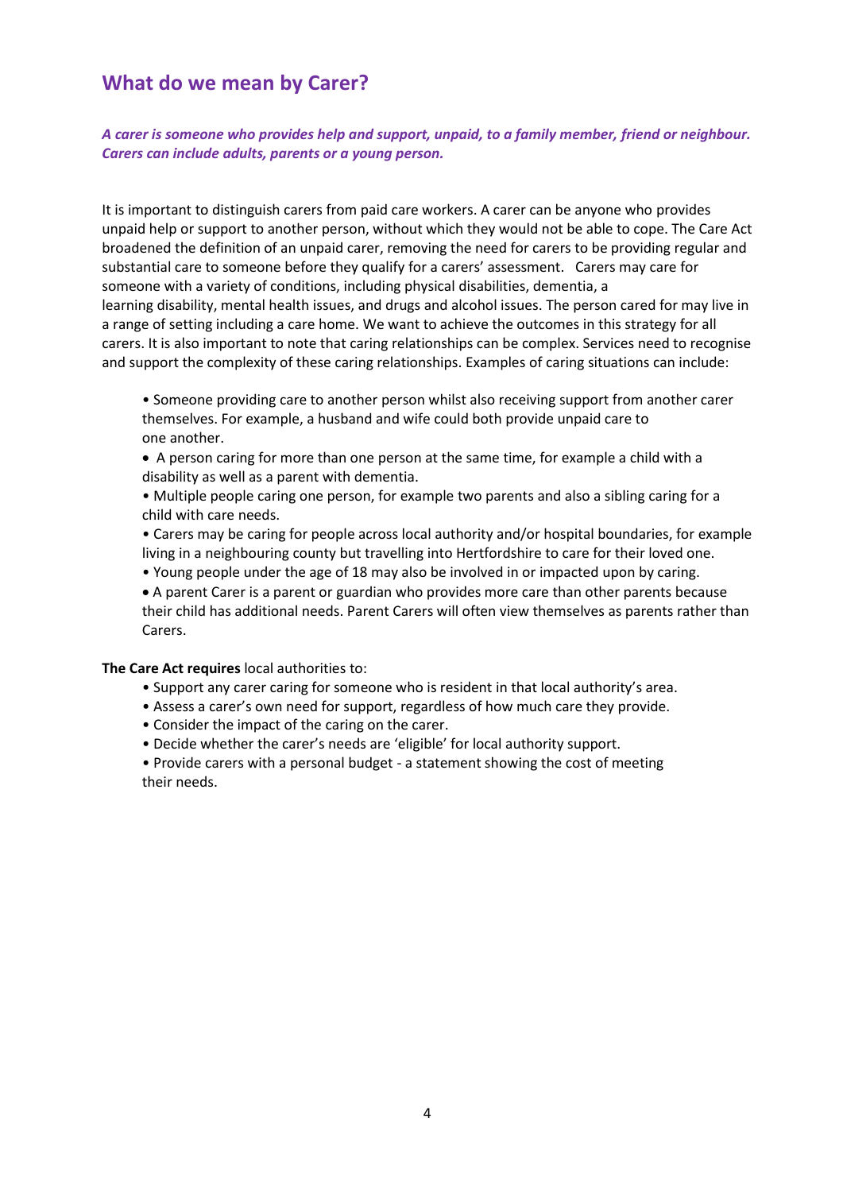## What do we mean by Carer?

***A carer is someone who provides help and support, unpaid, to a family member, friend or neighbour. Carers can include adults, parents or a young person.***

It is important to distinguish carers from paid care workers. A carer can be anyone who provides unpaid help or support to another person, without which they would not be able to cope. The Care Act broadened the definition of an unpaid carer, removing the need for carers to be providing regular and substantial care to someone before they qualify for a carers' assessment. Carers may care for someone with a variety of conditions, including physical disabilities, dementia, a learning disability, mental health issues, and drugs and alcohol issues. The person cared for may live in a range of setting including a care home. We want to achieve the outcomes in this strategy for all carers. It is also important to note that caring relationships can be complex. Services need to recognise and support the complexity of these caring relationships. Examples of caring situations can include:

- Someone providing care to another person whilst also receiving support from another carer themselves. For example, a husband and wife could both provide unpaid care to one another.
- A person caring for more than one person at the same time, for example a child with a disability as well as a parent with dementia.
- Multiple people caring one person, for example two parents and also a sibling caring for a child with care needs.
- Carers may be caring for people across local authority and/or hospital boundaries, for example living in a neighbouring county but travelling into Hertfordshire to care for their loved one.
- Young people under the age of 18 may also be involved in or impacted upon by caring.
- A parent Carer is a parent or guardian who provides more care than other parents because their child has additional needs. Parent Carers will often view themselves as parents rather than Carers.

**The Care Act requires** local authorities to:

- Support any carer caring for someone who is resident in that local authority's area.
- Assess a carer's own need for support, regardless of how much care they provide.
- Consider the impact of the caring on the carer.
- Decide whether the carer's needs are 'eligible' for local authority support.
- Provide carers with a personal budget - a statement showing the cost of meeting their needs.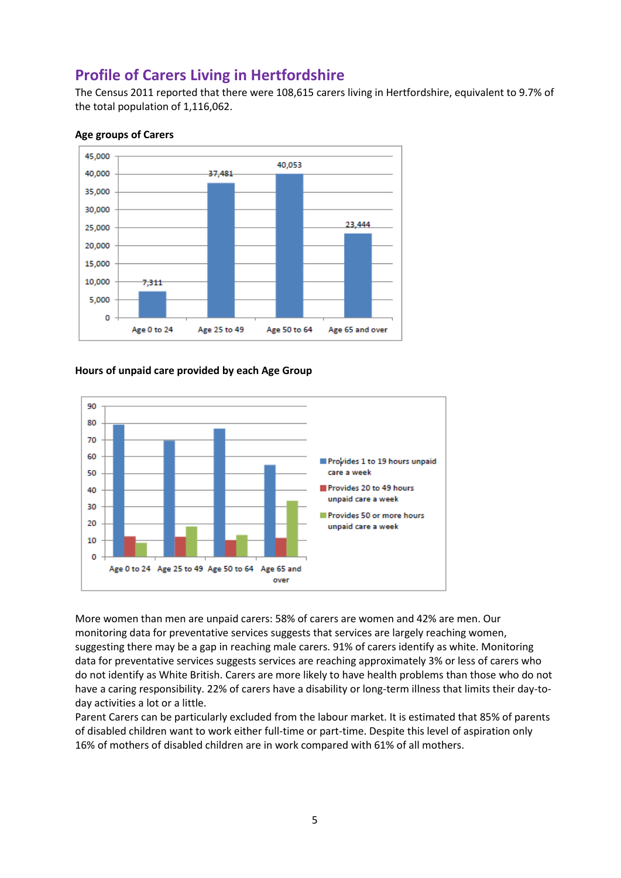## Profile of Carers Living in Hertfordshire

The Census 2011 reported that there were 108,615 carers living in Hertfordshire, equivalent to 9.7% of the total population of 1,116,062.

**Age groups of Carers**

| Age group | Carers |
|---|---|
| Age 0 to 24 | 7,311 |
| Age 25 to 49 | 37,481 |
| Age 50 to 64 | 40,053 |
| Age 65 and over | 23,444 |

**Hours of unpaid care provided by each Age Group**

More women than men are unpaid carers: 58% of carers are women and 42% are men. Our monitoring data for preventative services suggests that services are largely reaching women, suggesting there may be a gap in reaching male carers. 91% of carers identify as white. Monitoring data for preventative services suggests services are reaching approximately 3% or less of carers who do not identify as White British. Carers are more likely to have health problems than those who do not have a caring responsibility. 22% of carers have a disability or long-term illness that limits their day-to-day activities a lot or a little.

Parent Carers can be particularly excluded from the labour market. It is estimated that 85% of parents of disabled children want to work either full-time or part-time. Despite this level of aspiration only 16% of mothers of disabled children are in work compared with 61% of all mothers.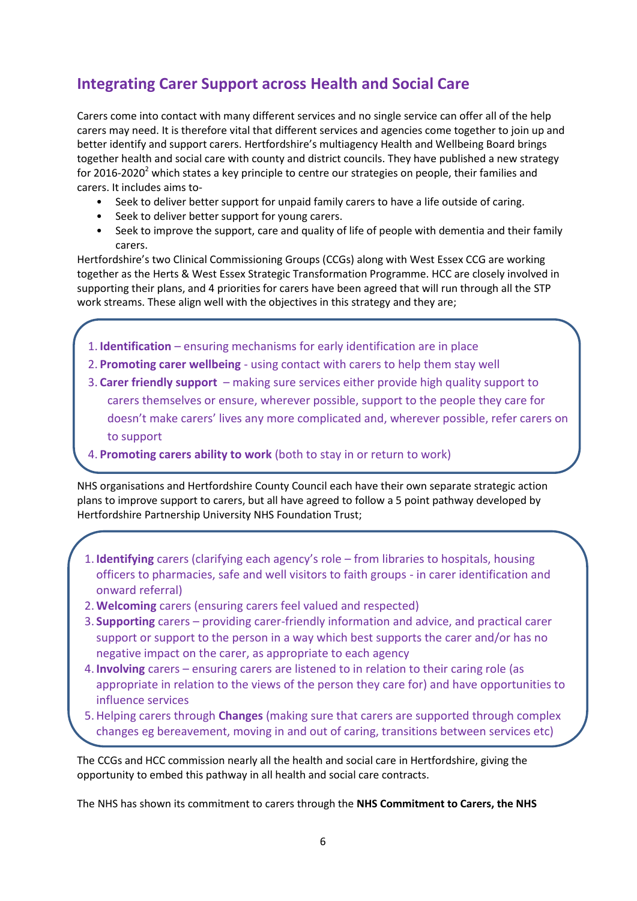## Integrating Carer Support across Health and Social Care

Carers come into contact with many different services and no single service can offer all of the help carers may need. It is therefore vital that different services and agencies come together to join up and better identify and support carers. Hertfordshire's multiagency Health and Wellbeing Board brings together health and social care with county and district councils. They have published a new strategy for 2016-2020[2] which states a key principle to centre our strategies on people, their families and carers. It includes aims to-

- Seek to deliver better support for unpaid family carers to have a life outside of caring.
- Seek to deliver better support for young carers.
- Seek to improve the support, care and quality of life of people with dementia and their family carers.

Hertfordshire's two Clinical Commissioning Groups (CCGs) along with West Essex CCG are working together as the Herts & West Essex Strategic Transformation Programme. HCC are closely involved in supporting their plans, and 4 priorities for carers have been agreed that will run through all the STP work streams. These align well with the objectives in this strategy and they are;

1. **Identification** – ensuring mechanisms for early identification are in place
2. **Promoting carer wellbeing** - using contact with carers to help them stay well
3. **Carer friendly support** – making sure services either provide high quality support to carers themselves or ensure, wherever possible, support to the people they care for doesn't make carers' lives any more complicated and, wherever possible, refer carers on to support
4. **Promoting carers ability to work** (both to stay in or return to work)

NHS organisations and Hertfordshire County Council each have their own separate strategic action plans to improve support to carers, but all have agreed to follow a 5 point pathway developed by Hertfordshire Partnership University NHS Foundation Trust;

1. **Identifying** carers (clarifying each agency's role – from libraries to hospitals, housing officers to pharmacies, safe and well visitors to faith groups - in carer identification and onward referral)
2. **Welcoming** carers (ensuring carers feel valued and respected)
3. **Supporting** carers – providing carer-friendly information and advice, and practical carer support or support to the person in a way which best supports the carer and/or has no negative impact on the carer, as appropriate to each agency
4. **Involving** carers – ensuring carers are listened to in relation to their caring role (as appropriate in relation to the views of the person they care for) and have opportunities to influence services
5. Helping carers through **Changes** (making sure that carers are supported through complex changes eg bereavement, moving in and out of caring, transitions between services etc)

The CCGs and HCC commission nearly all the health and social care in Hertfordshire, giving the opportunity to embed this pathway in all health and social care contracts.

The NHS has shown its commitment to carers through the **NHS Commitment to Carers, the NHS**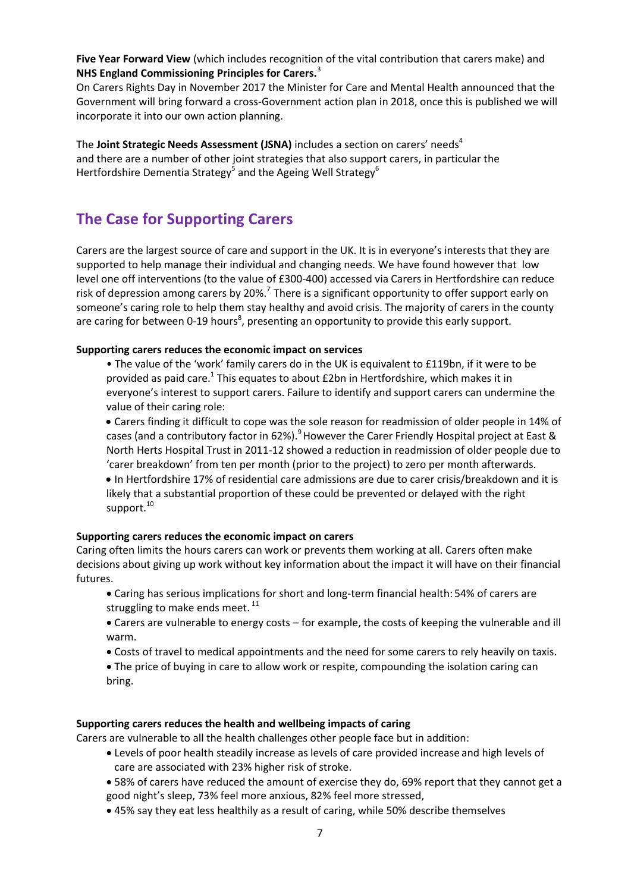**Five Year Forward View** (which includes recognition of the vital contribution that carers make) and **NHS England Commissioning Principles for Carers.**[3]

On Carers Rights Day in November 2017 the Minister for Care and Mental Health announced that the Government will bring forward a cross-Government action plan in 2018, once this is published we will incorporate it into our own action planning.

The **Joint Strategic Needs Assessment (JSNA)** includes a section on carers' needs[4] and there are a number of other joint strategies that also support carers, in particular the Hertfordshire Dementia Strategy[5] and the Ageing Well Strategy[6]

## The Case for Supporting Carers

Carers are the largest source of care and support in the UK. It is in everyone's interests that they are supported to help manage their individual and changing needs. We have found however that low level one off interventions (to the value of £300-400) accessed via Carers in Hertfordshire can reduce risk of depression among carers by 20%.[7] There is a significant opportunity to offer support early on someone's caring role to help them stay healthy and avoid crisis. The majority of carers in the county are caring for between 0-19 hours[8], presenting an opportunity to provide this early support.

**Supporting carers reduces the economic impact on services**

- The value of the 'work' family carers do in the UK is equivalent to £119bn, if it were to be provided as paid care.[1] This equates to about £2bn in Hertfordshire, which makes it in everyone's interest to support carers. Failure to identify and support carers can undermine the value of their caring role:
- Carers finding it difficult to cope was the sole reason for readmission of older people in 14% of cases (and a contributory factor in 62%).[9] However the Carer Friendly Hospital project at East & North Herts Hospital Trust in 2011-12 showed a reduction in readmission of older people due to 'carer breakdown' from ten per month (prior to the project) to zero per month afterwards.
- In Hertfordshire 17% of residential care admissions are due to carer crisis/breakdown and it is likely that a substantial proportion of these could be prevented or delayed with the right support.[10]

**Supporting carers reduces the economic impact on carers**

Caring often limits the hours carers can work or prevents them working at all. Carers often make decisions about giving up work without key information about the impact it will have on their financial futures.

- Caring has serious implications for short and long-term financial health: 54% of carers are struggling to make ends meet.[11]
- Carers are vulnerable to energy costs – for example, the costs of keeping the vulnerable and ill warm.
- Costs of travel to medical appointments and the need for some carers to rely heavily on taxis.
- The price of buying in care to allow work or respite, compounding the isolation caring can bring.

**Supporting carers reduces the health and wellbeing impacts of caring**

Carers are vulnerable to all the health challenges other people face but in addition:

- Levels of poor health steadily increase as levels of care provided increase and high levels of care are associated with 23% higher risk of stroke.
- 58% of carers have reduced the amount of exercise they do, 69% report that they cannot get a good night's sleep, 73% feel more anxious, 82% feel more stressed,
- 45% say they eat less healthily as a result of caring, while 50% describe themselves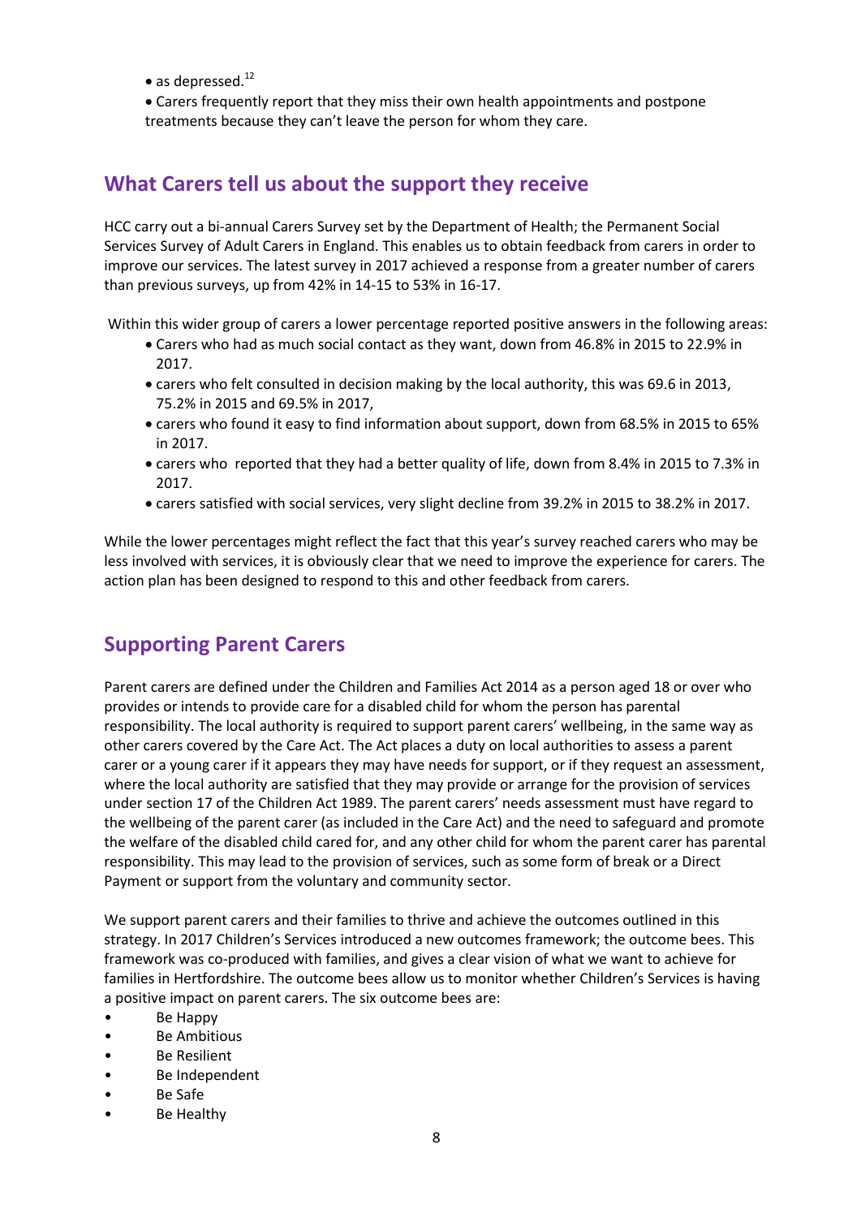- as depressed.[12]
- Carers frequently report that they miss their own health appointments and postpone treatments because they can't leave the person for whom they care.

## What Carers tell us about the support they receive

HCC carry out a bi-annual Carers Survey set by the Department of Health; the Permanent Social Services Survey of Adult Carers in England. This enables us to obtain feedback from carers in order to improve our services. The latest survey in 2017 achieved a response from a greater number of carers than previous surveys, up from 42% in 14-15 to 53% in 16-17.

Within this wider group of carers a lower percentage reported positive answers in the following areas:

- Carers who had as much social contact as they want, down from 46.8% in 2015 to 22.9% in 2017.
- carers who felt consulted in decision making by the local authority, this was 69.6 in 2013, 75.2% in 2015 and 69.5% in 2017,
- carers who found it easy to find information about support, down from 68.5% in 2015 to 65% in 2017.
- carers who reported that they had a better quality of life, down from 8.4% in 2015 to 7.3% in 2017.
- carers satisfied with social services, very slight decline from 39.2% in 2015 to 38.2% in 2017.

While the lower percentages might reflect the fact that this year's survey reached carers who may be less involved with services, it is obviously clear that we need to improve the experience for carers. The action plan has been designed to respond to this and other feedback from carers.

## Supporting Parent Carers

Parent carers are defined under the Children and Families Act 2014 as a person aged 18 or over who provides or intends to provide care for a disabled child for whom the person has parental responsibility. The local authority is required to support parent carers' wellbeing, in the same way as other carers covered by the Care Act. The Act places a duty on local authorities to assess a parent carer or a young carer if it appears they may have needs for support, or if they request an assessment, where the local authority are satisfied that they may provide or arrange for the provision of services under section 17 of the Children Act 1989. The parent carers' needs assessment must have regard to the wellbeing of the parent carer (as included in the Care Act) and the need to safeguard and promote the welfare of the disabled child cared for, and any other child for whom the parent carer has parental responsibility. This may lead to the provision of services, such as some form of break or a Direct Payment or support from the voluntary and community sector.

We support parent carers and their families to thrive and achieve the outcomes outlined in this strategy. In 2017 Children's Services introduced a new outcomes framework; the outcome bees. This framework was co-produced with families, and gives a clear vision of what we want to achieve for families in Hertfordshire. The outcome bees allow us to monitor whether Children's Services is having a positive impact on parent carers. The six outcome bees are:

- Be Happy
- Be Ambitious
- Be Resilient
- Be Independent
- Be Safe
- Be Healthy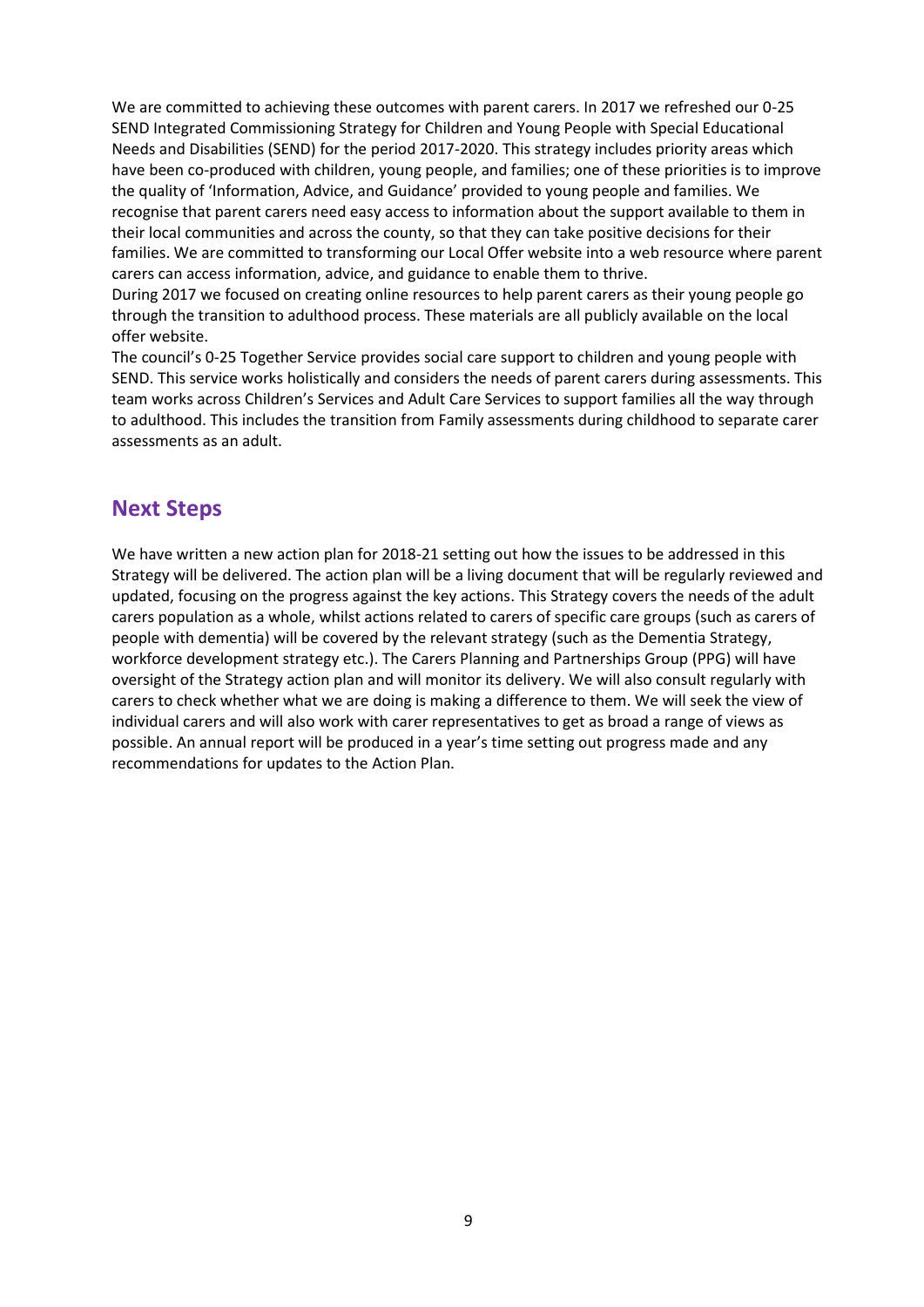We are committed to achieving these outcomes with parent carers. In 2017 we refreshed our 0-25 SEND Integrated Commissioning Strategy for Children and Young People with Special Educational Needs and Disabilities (SEND) for the period 2017-2020. This strategy includes priority areas which have been co-produced with children, young people, and families; one of these priorities is to improve the quality of 'Information, Advice, and Guidance' provided to young people and families. We recognise that parent carers need easy access to information about the support available to them in their local communities and across the county, so that they can take positive decisions for their families. We are committed to transforming our Local Offer website into a web resource where parent carers can access information, advice, and guidance to enable them to thrive.

During 2017 we focused on creating online resources to help parent carers as their young people go through the transition to adulthood process. These materials are all publicly available on the local offer website.

The council's 0-25 Together Service provides social care support to children and young people with SEND. This service works holistically and considers the needs of parent carers during assessments. This team works across Children's Services and Adult Care Services to support families all the way through to adulthood. This includes the transition from Family assessments during childhood to separate carer assessments as an adult.

## Next Steps

We have written a new action plan for 2018-21 setting out how the issues to be addressed in this Strategy will be delivered. The action plan will be a living document that will be regularly reviewed and updated, focusing on the progress against the key actions. This Strategy covers the needs of the adult carers population as a whole, whilst actions related to carers of specific care groups (such as carers of people with dementia) will be covered by the relevant strategy (such as the Dementia Strategy, workforce development strategy etc.). The Carers Planning and Partnerships Group (PPG) will have oversight of the Strategy action plan and will monitor its delivery. We will also consult regularly with carers to check whether what we are doing is making a difference to them. We will seek the view of individual carers and will also work with carer representatives to get as broad a range of views as possible. An annual report will be produced in a year's time setting out progress made and any recommendations for updates to the Action Plan.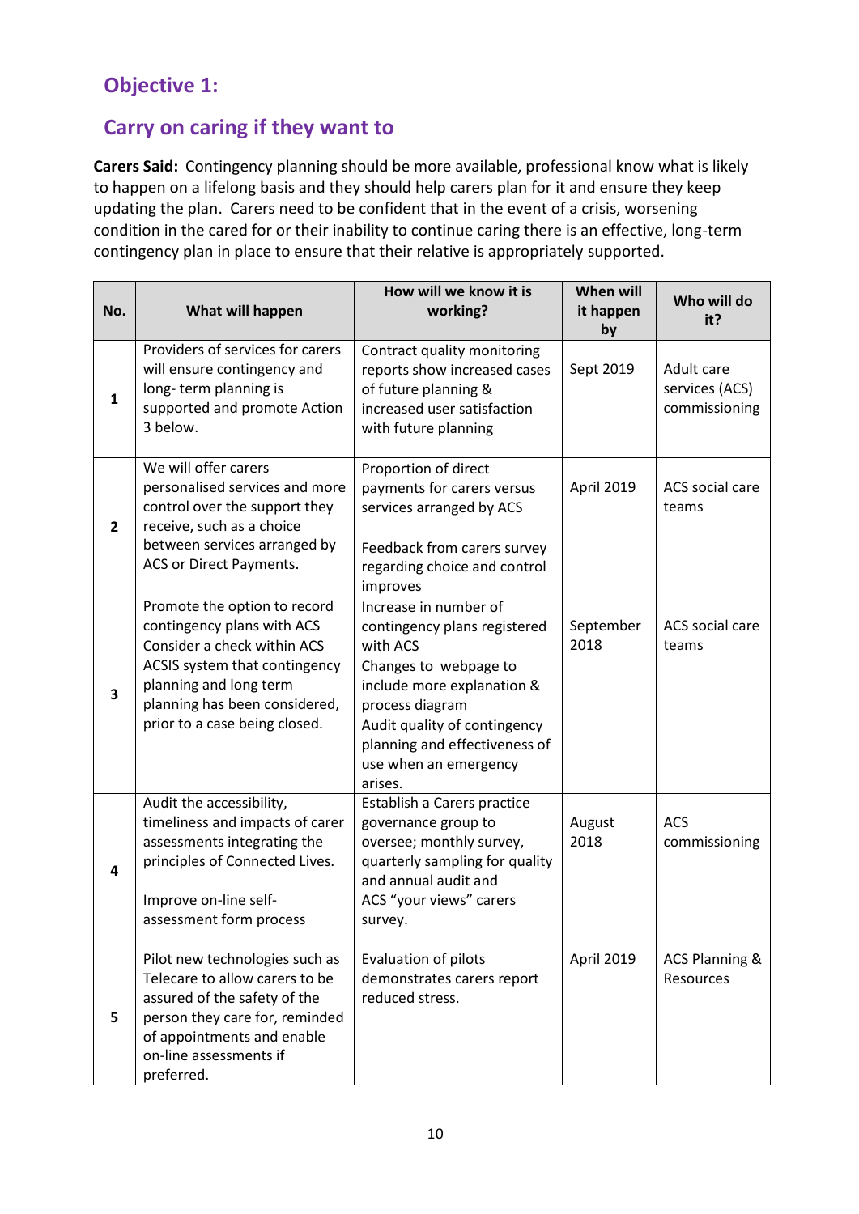## Objective 1:

## Carry on caring if they want to

**Carers Said:** Contingency planning should be more available, professional know what is likely to happen on a lifelong basis and they should help carers plan for it and ensure they keep updating the plan. Carers need to be confident that in the event of a crisis, worsening condition in the cared for or their inability to continue caring there is an effective, long-term contingency plan in place to ensure that their relative is appropriately supported.

| No. | What will happen | How will we know it is working? | When will it happen by | Who will do it? |
|---|---|---|---|---|
| 1 | Providers of services for carers will ensure contingency and long- term planning is supported and promote Action 3 below. | Contract quality monitoring reports show increased cases of future planning & increased user satisfaction with future planning | Sept 2019 | Adult care services (ACS) commissioning |
| 2 | We will offer carers personalised services and more control over the support they receive, such as a choice between services arranged by ACS or Direct Payments. | Proportion of direct payments for carers versus services arranged by ACS<br><br>Feedback from carers survey regarding choice and control improves | April 2019 | ACS social care teams |
| 3 | Promote the option to record contingency plans with ACS Consider a check within ACS ACSIS system that contingency planning and long term planning has been considered, prior to a case being closed. | Increase in number of contingency plans registered with ACS<br>Changes to webpage to include more explanation & process diagram<br>Audit quality of contingency planning and effectiveness of use when an emergency arises. | September 2018 | ACS social care teams |
| 4 | Audit the accessibility, timeliness and impacts of carer assessments integrating the principles of Connected Lives.<br><br>Improve on-line self-assessment form process | Establish a Carers practice governance group to oversee; monthly survey, quarterly sampling for quality and annual audit and ACS "your views" carers survey. | August 2018 | ACS commissioning |
| 5 | Pilot new technologies such as Telecare to allow carers to be assured of the safety of the person they care for, reminded of appointments and enable on-line assessments if preferred. | Evaluation of pilots demonstrates carers report reduced stress. | April 2019 | ACS Planning & Resources |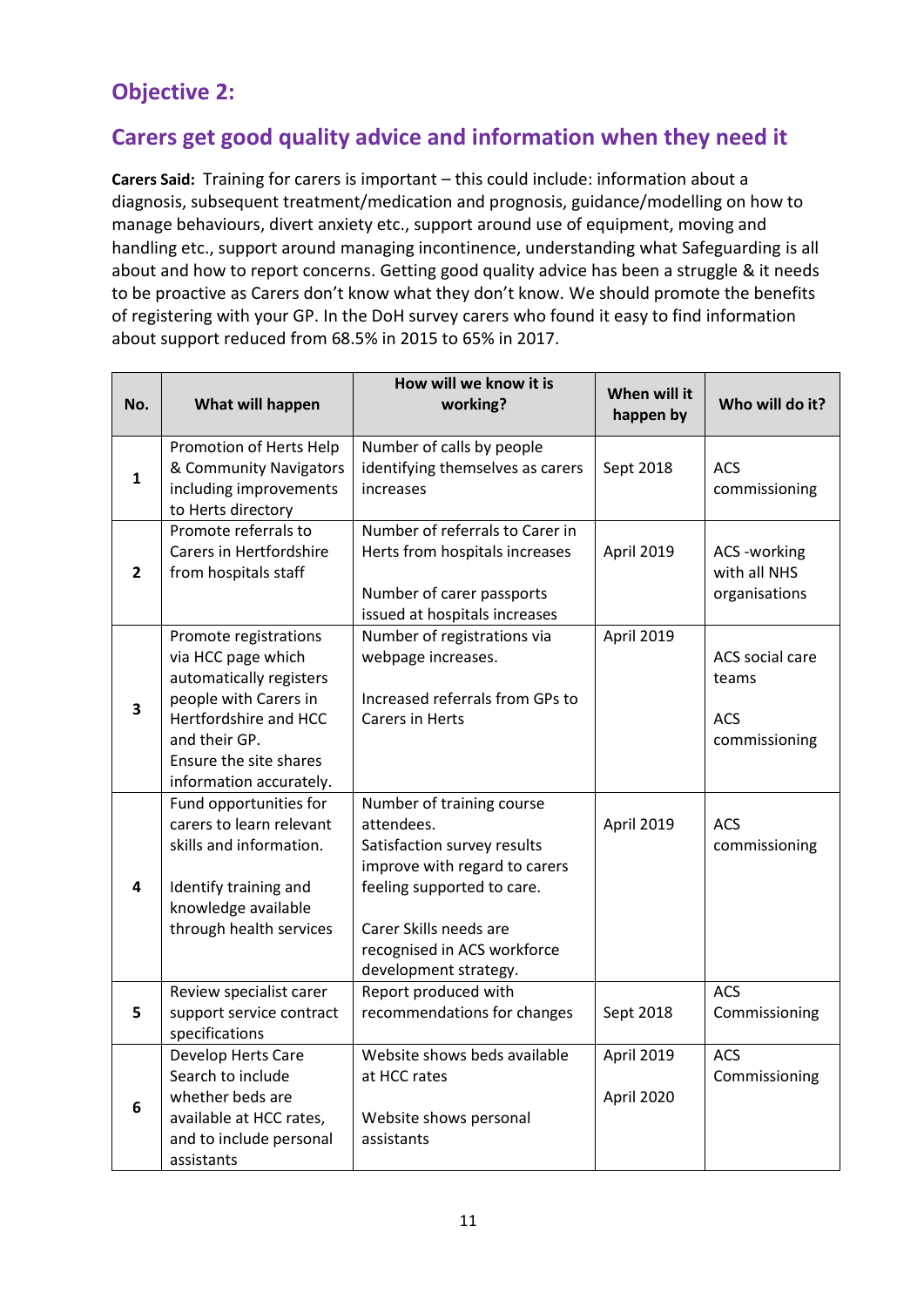## Objective 2:

## Carers get good quality advice and information when they need it

**Carers Said:** Training for carers is important – this could include: information about a diagnosis, subsequent treatment/medication and prognosis, guidance/modelling on how to manage behaviours, divert anxiety etc., support around use of equipment, moving and handling etc., support around managing incontinence, understanding what Safeguarding is all about and how to report concerns. Getting good quality advice has been a struggle & it needs to be proactive as Carers don't know what they don't know. We should promote the benefits of registering with your GP. In the DoH survey carers who found it easy to find information about support reduced from 68.5% in 2015 to 65% in 2017.

| No. | What will happen | How will we know it is working? | When will it happen by | Who will do it? |
|---|---|---|---|---|
| **1** | Promotion of Herts Help & Community Navigators including improvements to Herts directory | Number of calls by people identifying themselves as carers increases | Sept 2018 | ACS commissioning |
| **2** | Promote referrals to Carers in Hertfordshire from hospitals staff | Number of referrals to Carer in Herts from hospitals increases<br><br>Number of carer passports issued at hospitals increases | April 2019 | ACS -working with all NHS organisations |
| **3** | Promote registrations via HCC page which automatically registers people with Carers in Hertfordshire and HCC and their GP.<br>Ensure the site shares information accurately. | Number of registrations via webpage increases.<br><br>Increased referrals from GPs to Carers in Herts | April 2019 | ACS social care teams<br><br>ACS commissioning |
| **4** | Fund opportunities for carers to learn relevant skills and information.<br><br>Identify training and knowledge available through health services | Number of training course attendees.<br>Satisfaction survey results improve with regard to carers feeling supported to care.<br><br>Carer Skills needs are recognised in ACS workforce development strategy. | April 2019 | ACS commissioning |
| **5** | Review specialist carer support service contract specifications | Report produced with recommendations for changes | Sept 2018 | ACS Commissioning |
| **6** | Develop Herts Care Search to include whether beds are available at HCC rates, and to include personal assistants | Website shows beds available at HCC rates<br><br>Website shows personal assistants | April 2019<br><br>April 2020 | ACS Commissioning |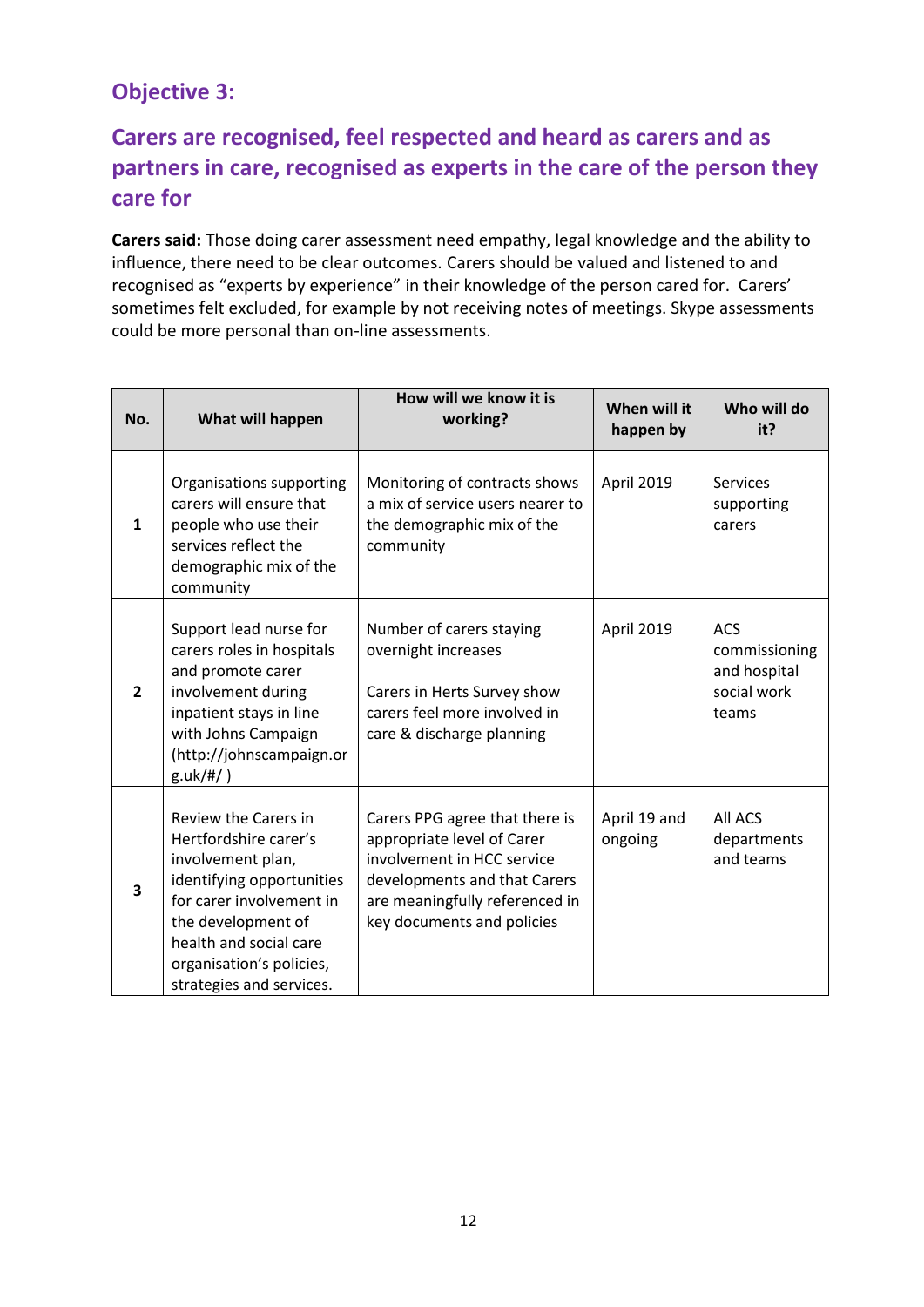## Objective 3:

## Carers are recognised, feel respected and heard as carers and as partners in care, recognised as experts in the care of the person they care for

**Carers said:** Those doing carer assessment need empathy, legal knowledge and the ability to influence, there need to be clear outcomes. Carers should be valued and listened to and recognised as “experts by experience” in their knowledge of the person cared for. Carers’ sometimes felt excluded, for example by not receiving notes of meetings. Skype assessments could be more personal than on-line assessments.

| No. | What will happen | How will we know it is working? | When will it happen by | Who will do it? |
|---|---|---|---|---|
| **1** | Organisations supporting carers will ensure that people who use their services reflect the demographic mix of the community | Monitoring of contracts shows a mix of service users nearer to the demographic mix of the community | April 2019 | Services supporting carers |
| **2** | Support lead nurse for carers roles in hospitals and promote carer involvement during inpatient stays in line with Johns Campaign (http://johnscampaign.org.uk/#/ ) | Number of carers staying overnight increases<br><br>Carers in Herts Survey show carers feel more involved in care & discharge planning | April 2019 | ACS commissioning and hospital social work teams |
| **3** | Review the Carers in Hertfordshire carer’s involvement plan, identifying opportunities for carer involvement in the development of health and social care organisation’s policies, strategies and services. | Carers PPG agree that there is appropriate level of Carer involvement in HCC service developments and that Carers are meaningfully referenced in key documents and policies | April 19 and ongoing | All ACS departments and teams |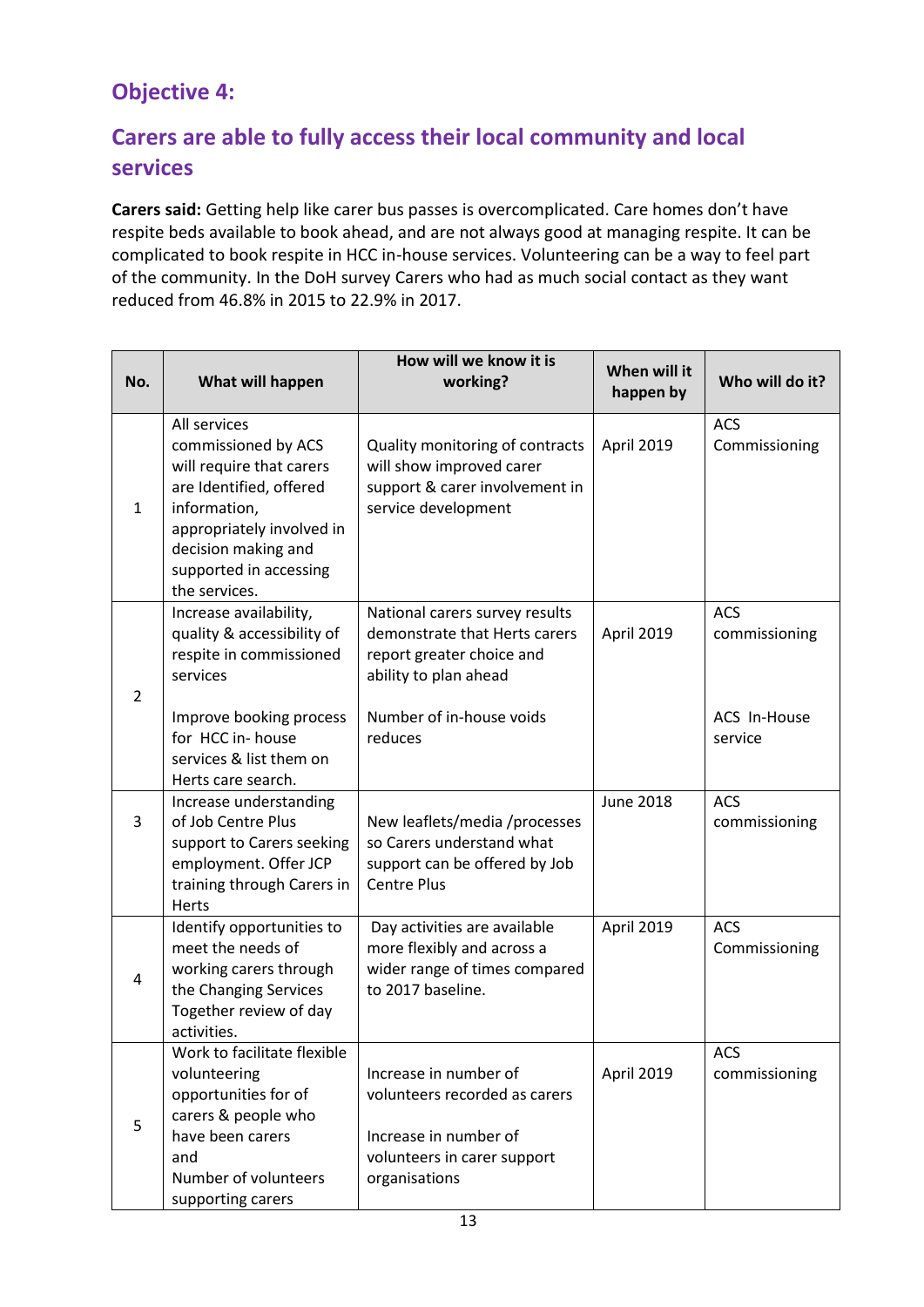## Objective 4:

## Carers are able to fully access their local community and local services

**Carers said:** Getting help like carer bus passes is overcomplicated. Care homes don't have respite beds available to book ahead, and are not always good at managing respite. It can be complicated to book respite in HCC in-house services. Volunteering can be a way to feel part of the community. In the DoH survey Carers who had as much social contact as they want reduced from 46.8% in 2015 to 22.9% in 2017.

| No. | What will happen | How will we know it is working? | When will it happen by | Who will do it? |
|---|---|---|---|---|
| 1 | All services commissioned by ACS will require that carers are Identified, offered information, appropriately involved in decision making and supported in accessing the services. | Quality monitoring of contracts will show improved carer support & carer involvement in service development | April 2019 | ACS Commissioning |
| 2 | Increase availability, quality & accessibility of respite in commissioned services<br><br>Improve booking process for HCC in- house services & list them on Herts care search. | National carers survey results demonstrate that Herts carers report greater choice and ability to plan ahead<br><br>Number of in-house voids reduces | April 2019 | ACS commissioning<br><br>ACS In-House service |
| 3 | Increase understanding of Job Centre Plus support to Carers seeking employment. Offer JCP training through Carers in Herts | New leaflets/media /processes so Carers understand what support can be offered by Job Centre Plus | June 2018 | ACS commissioning |
| 4 | Identify opportunities to meet the needs of working carers through the Changing Services Together review of day activities. | Day activities are available more flexibly and across a wider range of times compared to 2017 baseline. | April 2019 | ACS Commissioning |
| 5 | Work to facilitate flexible volunteering opportunities for of carers & people who have been carers and Number of volunteers supporting carers | Increase in number of volunteers recorded as carers<br><br>Increase in number of volunteers in carer support organisations | April 2019 | ACS commissioning |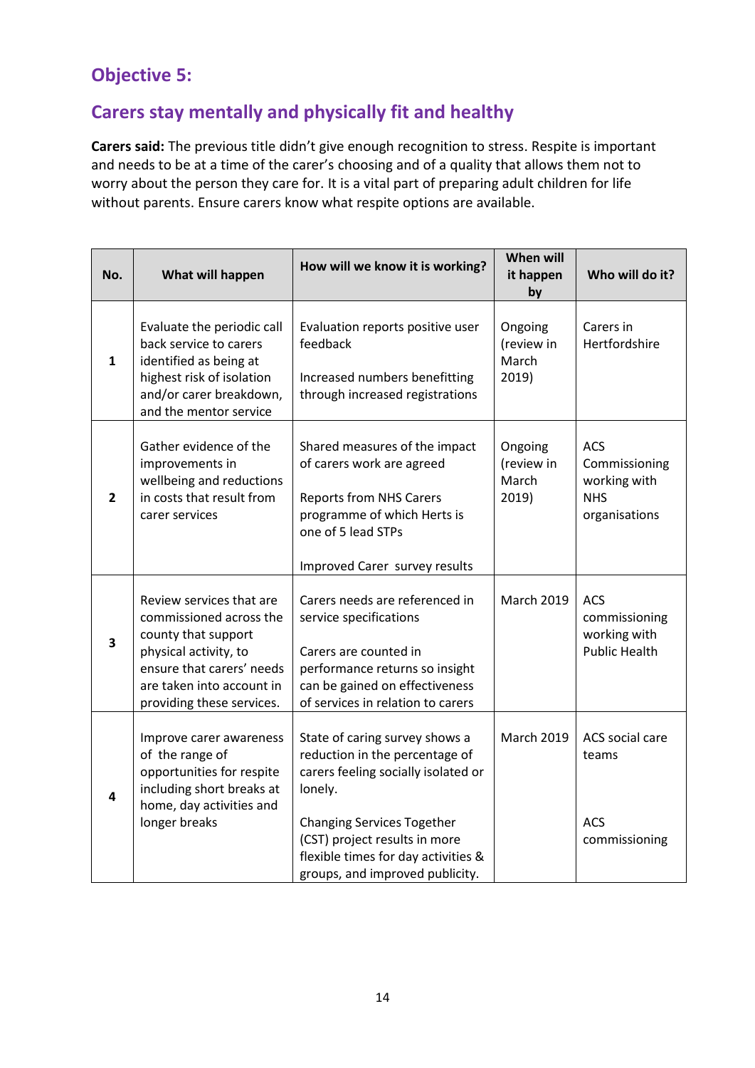## Objective 5:

## Carers stay mentally and physically fit and healthy

**Carers said:** The previous title didn't give enough recognition to stress. Respite is important and needs to be at a time of the carer's choosing and of a quality that allows them not to worry about the person they care for. It is a vital part of preparing adult children for life without parents. Ensure carers know what respite options are available.

| No. | What will happen | How will we know it is working? | When will it happen by | Who will do it? |
|---|---|---|---|---|
| **1** | Evaluate the periodic call back service to carers identified as being at highest risk of isolation and/or carer breakdown, and the mentor service | Evaluation reports positive user feedback<br><br>Increased numbers benefitting through increased registrations | Ongoing (review in March 2019) | Carers in Hertfordshire |
| **2** | Gather evidence of the improvements in wellbeing and reductions in costs that result from carer services | Shared measures of the impact of carers work are agreed<br><br>Reports from NHS Carers programme of which Herts is one of 5 lead STPs<br><br>Improved Carer survey results | Ongoing (review in March 2019) | ACS Commissioning working with NHS organisations |
| **3** | Review services that are commissioned across the county that support physical activity, to ensure that carers' needs are taken into account in providing these services. | Carers needs are referenced in service specifications<br><br>Carers are counted in performance returns so insight can be gained on effectiveness of services in relation to carers | March 2019 | ACS commissioning working with Public Health |
| **4** | Improve carer awareness of the range of opportunities for respite including short breaks at home, day activities and longer breaks | State of caring survey shows a reduction in the percentage of carers feeling socially isolated or lonely.<br><br>Changing Services Together (CST) project results in more flexible times for day activities & groups, and improved publicity. | March 2019 | ACS social care teams<br><br>ACS commissioning |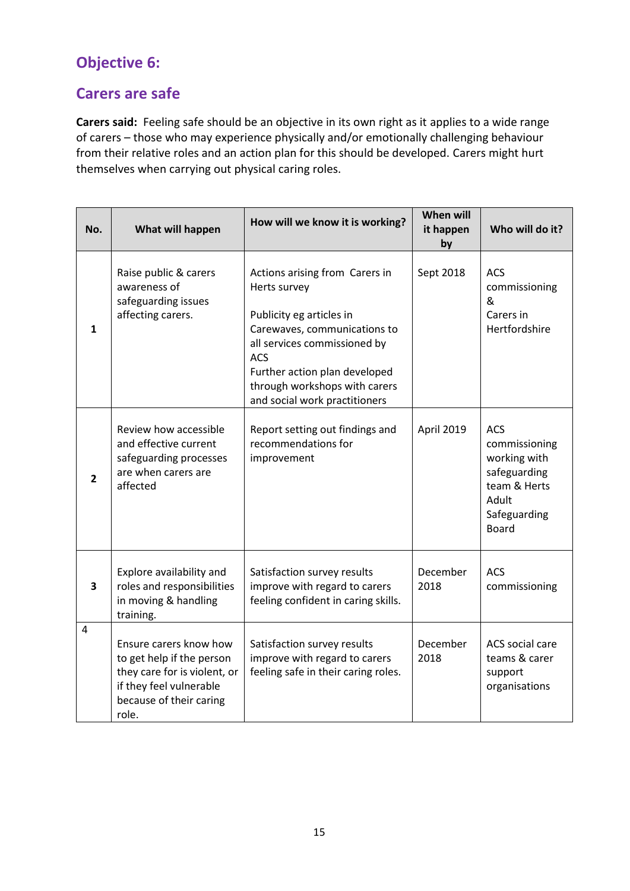## Objective 6:

## Carers are safe

**Carers said:** Feeling safe should be an objective in its own right as it applies to a wide range of carers – those who may experience physically and/or emotionally challenging behaviour from their relative roles and an action plan for this should be developed. Carers might hurt themselves when carrying out physical caring roles.

| No. | What will happen | How will we know it is working? | When will it happen by | Who will do it? |
|---|---|---|---|---|
| **1** | Raise public & carers awareness of safeguarding issues affecting carers. | Actions arising from Carers in Herts survey<br><br>Publicity eg articles in Carewaves, communications to all services commissioned by ACS<br>Further action plan developed through workshops with carers and social work practitioners | Sept 2018 | ACS commissioning &<br>Carers in Hertfordshire |
| **2** | Review how accessible and effective current safeguarding processes are when carers are affected | Report setting out findings and recommendations for improvement | April 2019 | ACS commissioning working with safeguarding team & Herts Adult Safeguarding Board |
| **3** | Explore availability and roles and responsibilities in moving & handling training. | Satisfaction survey results improve with regard to carers feeling confident in caring skills. | December 2018 | ACS commissioning |
| 4 | Ensure carers know how to get help if the person they care for is violent, or if they feel vulnerable because of their caring role. | Satisfaction survey results improve with regard to carers feeling safe in their caring roles. | December 2018 | ACS social care teams & carer support organisations |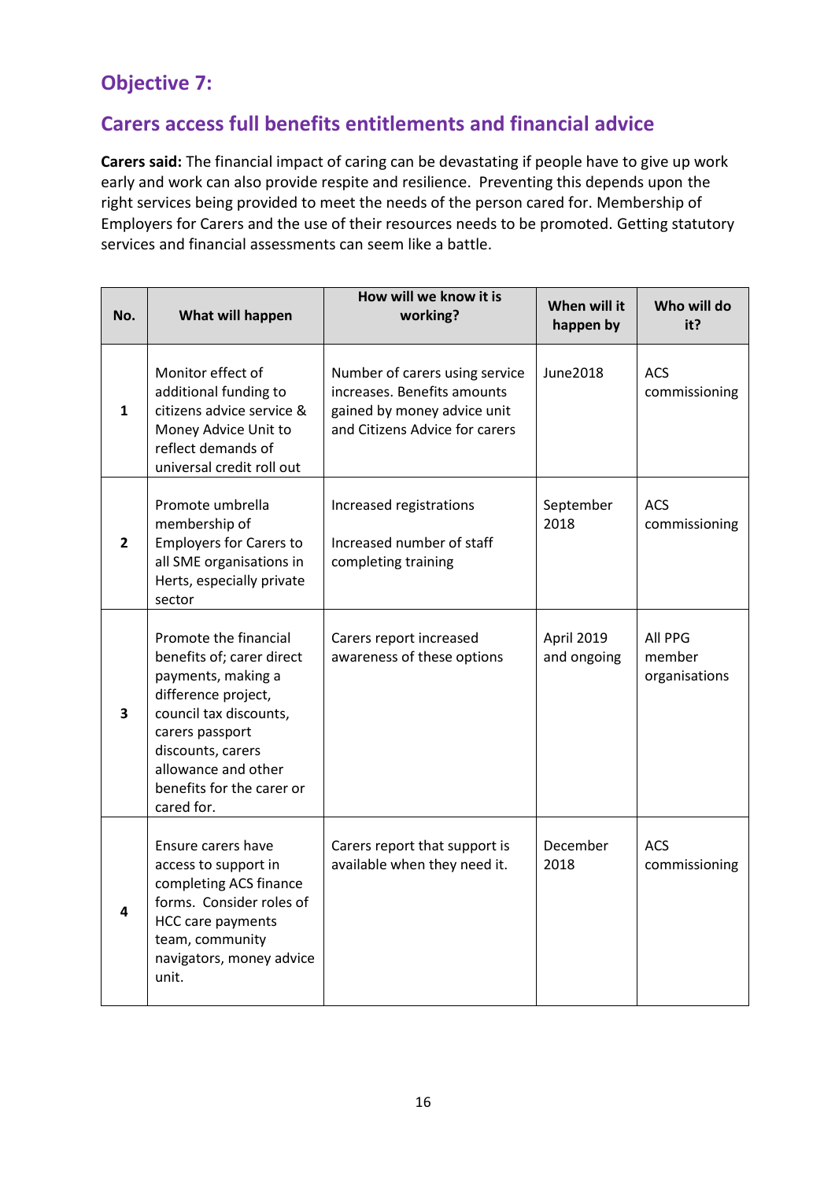## Objective 7:

## Carers access full benefits entitlements and financial advice

**Carers said:** The financial impact of caring can be devastating if people have to give up work early and work can also provide respite and resilience. Preventing this depends upon the right services being provided to meet the needs of the person cared for. Membership of Employers for Carers and the use of their resources needs to be promoted. Getting statutory services and financial assessments can seem like a battle.

| No. | What will happen | How will we know it is working? | When will it happen by | Who will do it? |
|---|---|---|---|---|
| 1 | Monitor effect of additional funding to citizens advice service & Money Advice Unit to reflect demands of universal credit roll out | Number of carers using service increases. Benefits amounts gained by money advice unit and Citizens Advice for carers | June2018 | ACS commissioning |
| 2 | Promote umbrella membership of Employers for Carers to all SME organisations in Herts, especially private sector | Increased registrations<br><br>Increased number of staff completing training | September 2018 | ACS commissioning |
| 3 | Promote the financial benefits of; carer direct payments, making a difference project, council tax discounts, carers passport discounts, carers allowance and other benefits for the carer or cared for. | Carers report increased awareness of these options | April 2019 and ongoing | All PPG member organisations |
| 4 | Ensure carers have access to support in completing ACS finance forms. Consider roles of HCC care payments team, community navigators, money advice unit. | Carers report that support is available when they need it. | December 2018 | ACS commissioning |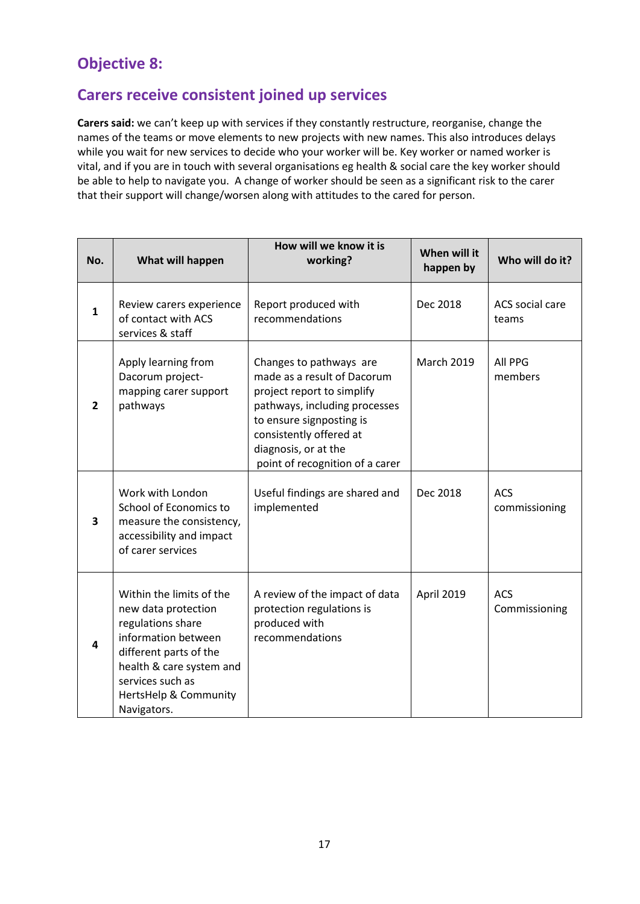## Objective 8:

## Carers receive consistent joined up services

**Carers said:** we can't keep up with services if they constantly restructure, reorganise, change the names of the teams or move elements to new projects with new names. This also introduces delays while you wait for new services to decide who your worker will be. Key worker or named worker is vital, and if you are in touch with several organisations eg health & social care the key worker should be able to help to navigate you. A change of worker should be seen as a significant risk to the carer that their support will change/worsen along with attitudes to the cared for person.

| No. | What will happen | How will we know it is working? | When will it happen by | Who will do it? |
|---|---|---|---|---|
| **1** | Review carers experience of contact with ACS services & staff | Report produced with recommendations | Dec 2018 | ACS social care teams |
| **2** | Apply learning from Dacorum project- mapping carer support pathways | Changes to pathways are made as a result of Dacorum project report to simplify pathways, including processes to ensure signposting is consistently offered at diagnosis, or at the point of recognition of a carer | March 2019 | All PPG members |
| **3** | Work with London School of Economics to measure the consistency, accessibility and impact of carer services | Useful findings are shared and implemented | Dec 2018 | ACS commissioning |
| **4** | Within the limits of the new data protection regulations share information between different parts of the health & care system and services such as HertsHelp & Community Navigators. | A review of the impact of data protection regulations is produced with recommendations | April 2019 | ACS Commissioning |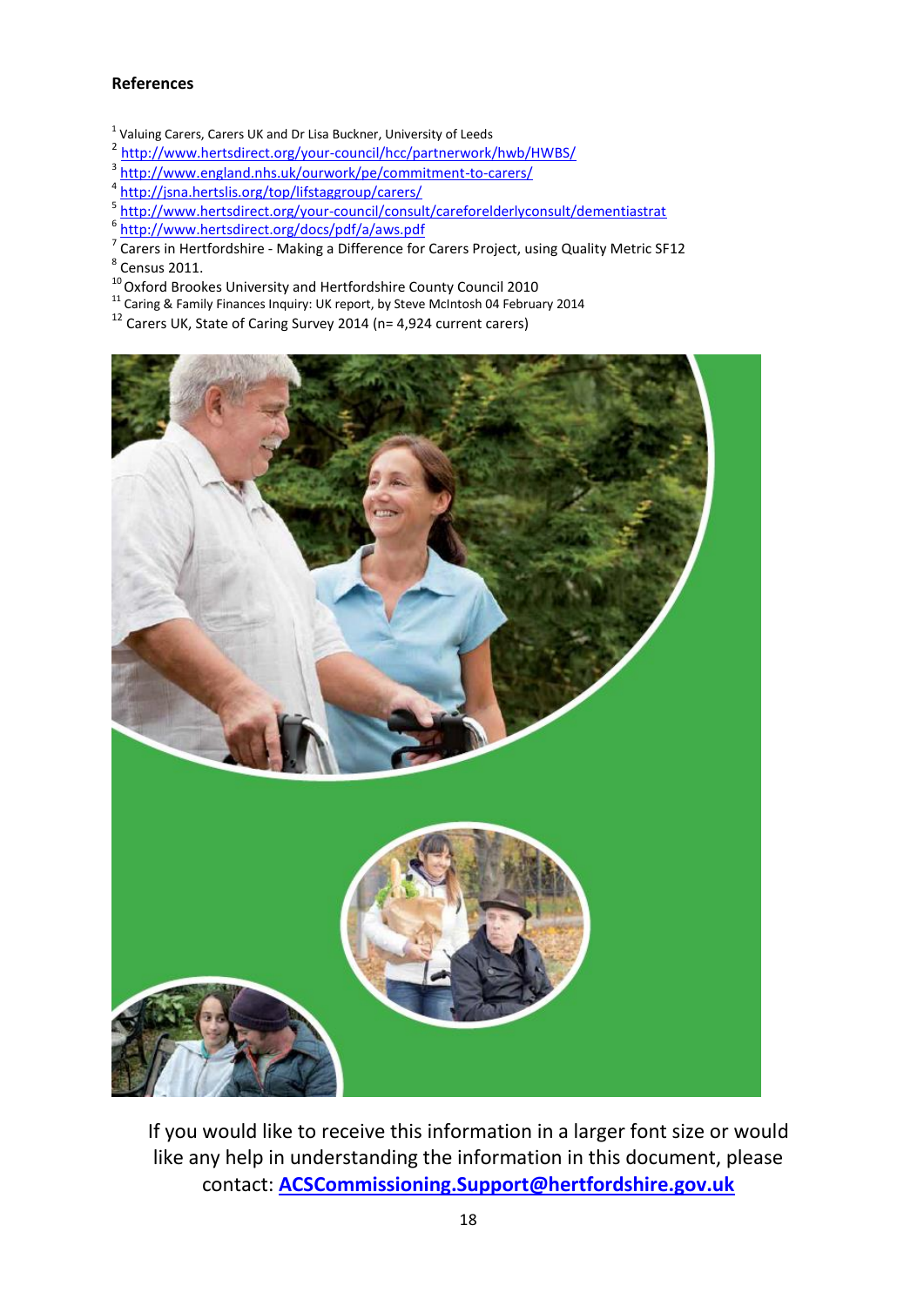**References**

[1] Valuing Carers, Carers UK and Dr Lisa Buckner, University of Leeds
[2] http://www.hertsdirect.org/your-council/hcc/partnerwork/hwb/HWBS/
[3] http://www.england.nhs.uk/ourwork/pe/commitment-to-carers/
[4] http://jsna.hertslis.org/top/lifstaggroup/carers/
[5] http://www.hertsdirect.org/your-council/consult/careforelderlyconsult/dementiastrat
[6] http://www.hertsdirect.org/docs/pdf/a/aws.pdf
[7] Carers in Hertfordshire - Making a Difference for Carers Project, using Quality Metric SF12
[8] Census 2011.
[10] Oxford Brookes University and Hertfordshire County Council 2010
[11] Caring & Family Finances Inquiry: UK report, by Steve McIntosh 04 February 2014
[12] Carers UK, State of Caring Survey 2014 (n= 4,924 current carers)

If you would like to receive this information in a larger font size or would like any help in understanding the information in this document, please contact: **ACSCommissioning.Support@hertfordshire.gov.uk**